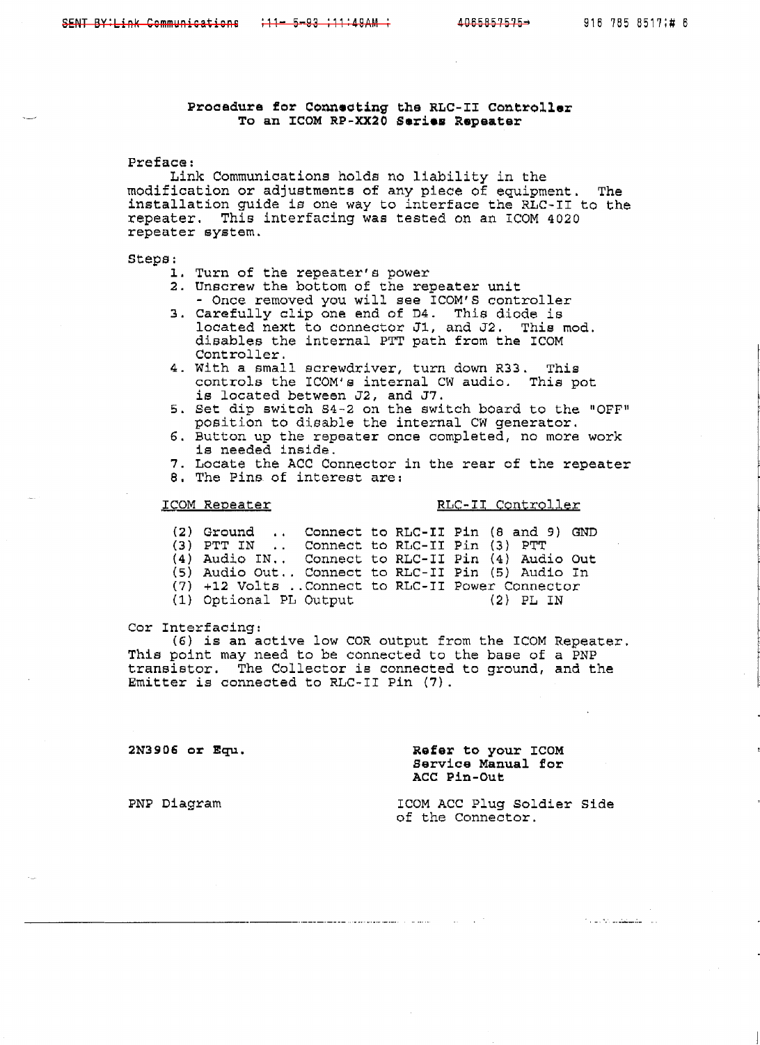## Procedure for Connecting the RLC-II Controller To an ICOM RP-XX20 Series Repeater

Preface:

Link Communications holds no liability in the modification or adjustments of any piece of equipment. The installation guide is one way to interface the RLC-II to the repeater. This interfacing was tested on an ICOM 4020 repeater system.

Steps:

1. Turn of the repeater's power
2. Unscrew the bottom of the repeater unit
   - Once removed you will see ICOM'S controller
3. Carefully clip one end of D4. This diode is located next to connector J1, and J2. This mod. disables the internal PTT path from the ICOM Controller.
4. With a small screwdriver, turn down R33. This controls the ICOM's internal CW audio. This pot is located between J2, and J7.
5. Set dip switch S4-2 on the switch board to the "OFF" position to disable the internal CW generator.
6. Button up the repeater once completed, no more work is needed inside.
7. Locate the ACC Connector in the rear of the repeater
8. The Pins of interest are:

| ICOM Repeater | RLC-II Controller |
|---|---|
| (2) Ground .. | Connect to RLC-II Pin (8 and 9) GND |
| (3) PTT IN .. | Connect to RLC-II Pin (3) PTT |
| (4) Audio IN.. | Connect to RLC-II Pin (4) Audio Out |
| (5) Audio Out.. | Connect to RLC-II Pin (5) Audio In |
| (7) +12 Volts .. | Connect to RLC-II Power Connector |
| (1) Optional PL Output | (2) PL IN |

Cor Interfacing:

(6) is an active low COR output from the ICOM Repeater. This point may need to be connected to the base of a PNP transistor. The Collector is connected to ground, and the Emitter is connected to RLC-II Pin (7).

**2N3906 or Equ.**

**Refer to your ICOM Service Manual for ACC Pin-Out**

PNP Diagram

ICOM ACC Plug Soldier Side of the Connector.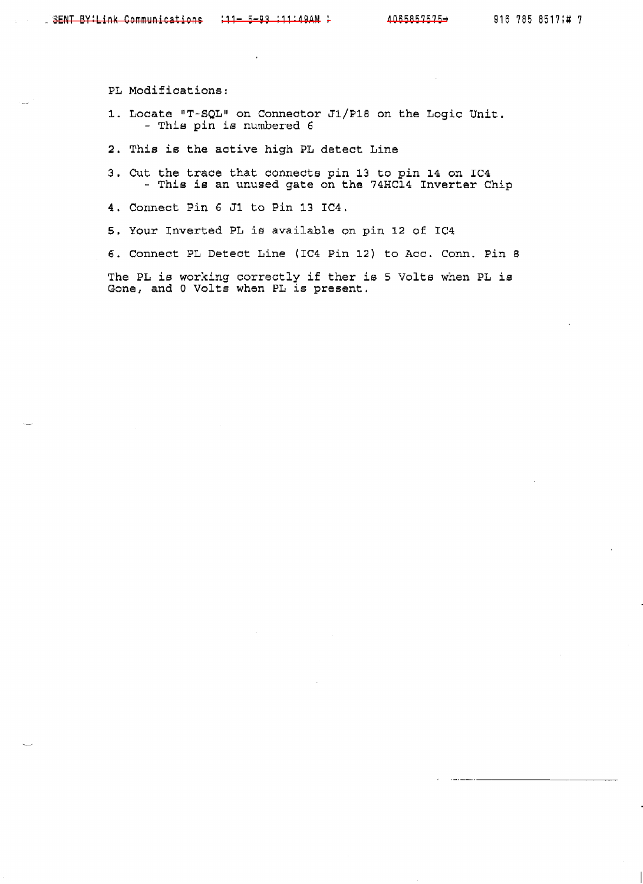PL Modifications:

1. Locate "T-SQL" on Connector J1/P18 on the Logic Unit.
   - This pin is numbered 6
2. This is the active high PL detect Line
3. Cut the trace that connects pin 13 to pin 14 on IC4
   - This is an unused gate on the 74HC14 Inverter Chip
4. Connect Pin 6 J1 to Pin 13 IC4.
5. Your Inverted PL is available on pin 12 of IC4
6. Connect PL Detect Line (IC4 Pin 12) to Acc. Conn. Pin 8

The PL is working correctly if ther is 5 Volts when PL is Gone, and 0 Volts when PL is present.